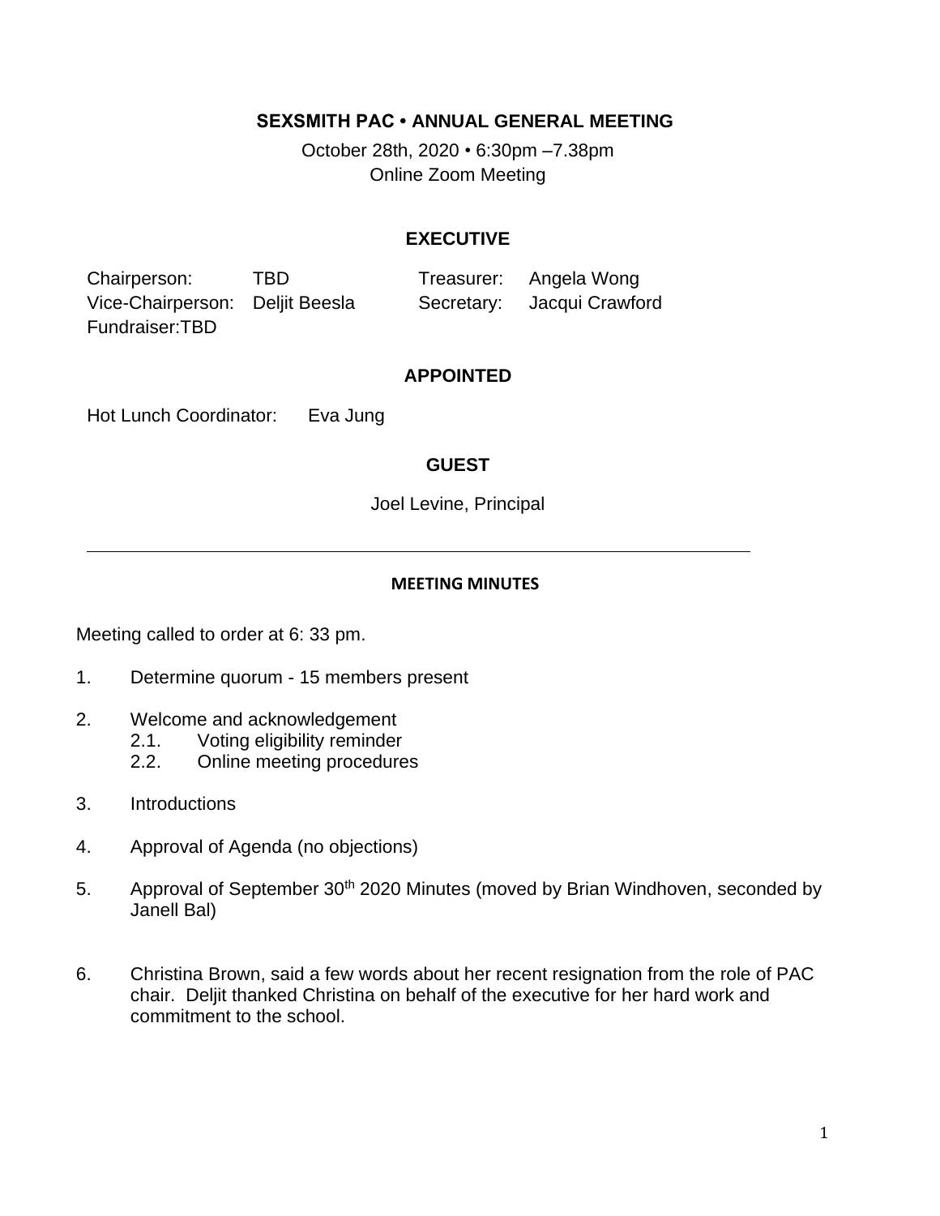## SEXSMITH PAC • ANNUAL GENERAL MEETING

October 28th, 2020 • 6:30pm –7.38pm
Online Zoom Meeting

### EXECUTIVE

| | | | |
|---|---|---|---|
| Chairperson: | TBD | Treasurer: | Angela Wong |
| Vice-Chairperson: | Deljit Beesla | Secretary: | Jacqui Crawford |
| Fundraiser:TBD | | | |

### APPOINTED

Hot Lunch Coordinator: Eva Jung

### GUEST

Joel Levine, Principal

---

#### MEETING MINUTES

Meeting called to order at 6: 33 pm.

1. Determine quorum - 15 members present

2. Welcome and acknowledgement
   2.1. Voting eligibility reminder
   2.2. Online meeting procedures

3. Introductions

4. Approval of Agenda (no objections)

5. Approval of September 30th 2020 Minutes (moved by Brian Windhoven, seconded by Janell Bal)

6. Christina Brown, said a few words about her recent resignation from the role of PAC chair. Deljit thanked Christina on behalf of the executive for her hard work and commitment to the school.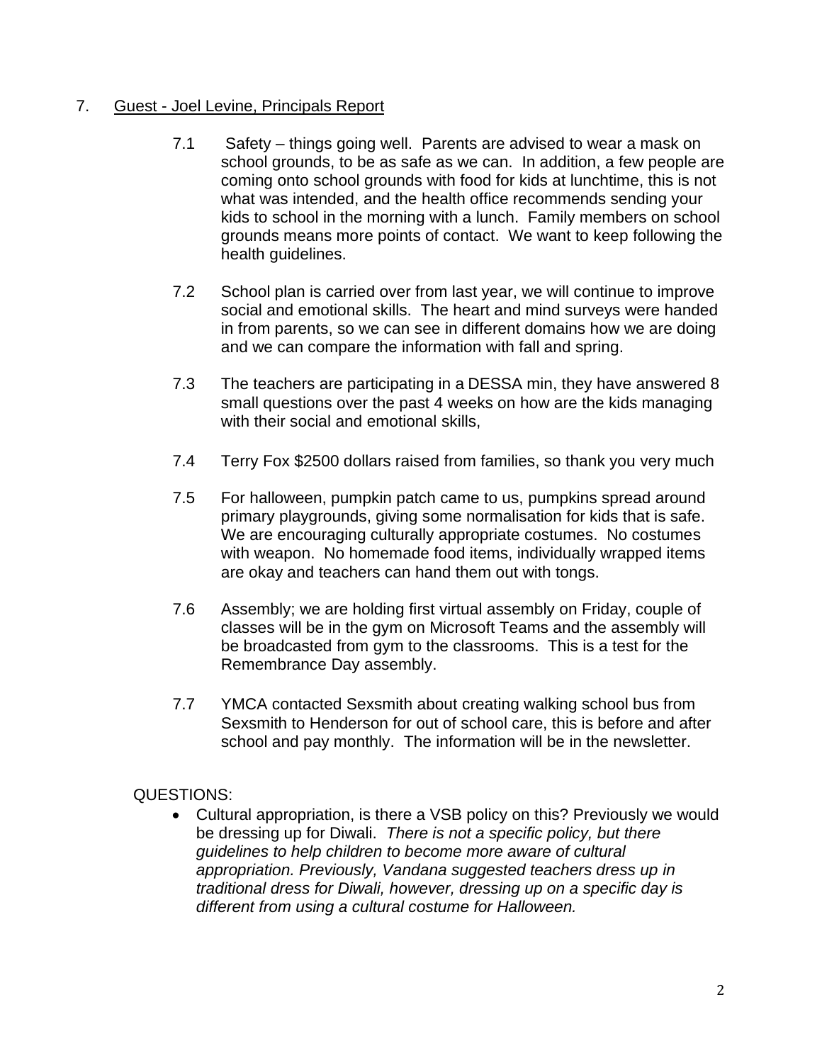7. <u>Guest - Joel Levine, Principals Report</u>

   7.1 Safety – things going well. Parents are advised to wear a mask on school grounds, to be as safe as we can. In addition, a few people are coming onto school grounds with food for kids at lunchtime, this is not what was intended, and the health office recommends sending your kids to school in the morning with a lunch. Family members on school grounds means more points of contact. We want to keep following the health guidelines.

   7.2 School plan is carried over from last year, we will continue to improve social and emotional skills. The heart and mind surveys were handed in from parents, so we can see in different domains how we are doing and we can compare the information with fall and spring.

   7.3 The teachers are participating in a DESSA min, they have answered 8 small questions over the past 4 weeks on how are the kids managing with their social and emotional skills,

   7.4 Terry Fox $2500 dollars raised from families, so thank you very much

   7.5 For halloween, pumpkin patch came to us, pumpkins spread around primary playgrounds, giving some normalisation for kids that is safe. We are encouraging culturally appropriate costumes. No costumes with weapon. No homemade food items, individually wrapped items are okay and teachers can hand them out with tongs.

   7.6 Assembly; we are holding first virtual assembly on Friday, couple of classes will be in the gym on Microsoft Teams and the assembly will be broadcasted from gym to the classrooms. This is a test for the Remembrance Day assembly.

   7.7 YMCA contacted Sexsmith about creating walking school bus from Sexsmith to Henderson for out of school care, this is before and after school and pay monthly. The information will be in the newsletter.

QUESTIONS:

- Cultural appropriation, is there a VSB policy on this? Previously we would be dressing up for Diwali. *There is not a specific policy, but there guidelines to help children to become more aware of cultural appropriation. Previously, Vandana suggested teachers dress up in traditional dress for Diwali, however, dressing up on a specific day is different from using a cultural costume for Halloween.*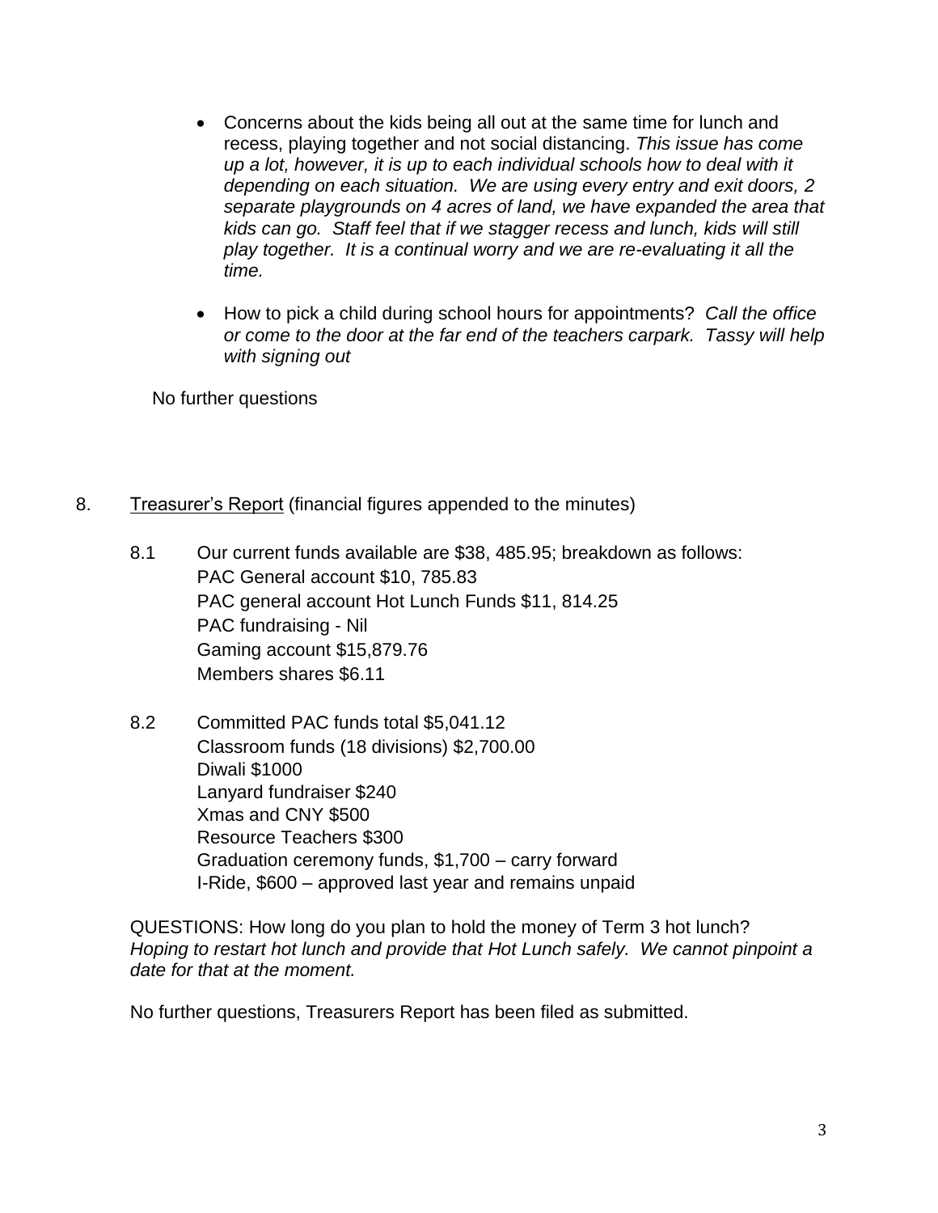- Concerns about the kids being all out at the same time for lunch and recess, playing together and not social distancing. *This issue has come up a lot, however, it is up to each individual schools how to deal with it depending on each situation. We are using every entry and exit doors, 2 separate playgrounds on 4 acres of land, we have expanded the area that kids can go. Staff feel that if we stagger recess and lunch, kids will still play together. It is a continual worry and we are re-evaluating it all the time.*

- How to pick a child during school hours for appointments? *Call the office or come to the door at the far end of the teachers carpark. Tassy will help with signing out*

No further questions

8. Treasurer's Report (financial figures appended to the minutes)

8.1 Our current funds available are $38, 485.95; breakdown as follows:
PAC General account $10, 785.83
PAC general account Hot Lunch Funds $11, 814.25
PAC fundraising - Nil
Gaming account $15,879.76
Members shares $6.11

8.2 Committed PAC funds total $5,041.12
Classroom funds (18 divisions) $2,700.00
Diwali $1000
Lanyard fundraiser $240
Xmas and CNY $500
Resource Teachers $300
Graduation ceremony funds, $1,700 – carry forward
I-Ride, $600 – approved last year and remains unpaid

QUESTIONS: How long do you plan to hold the money of Term 3 hot lunch? *Hoping to restart hot lunch and provide that Hot Lunch safely. We cannot pinpoint a date for that at the moment.*

No further questions, Treasurers Report has been filed as submitted.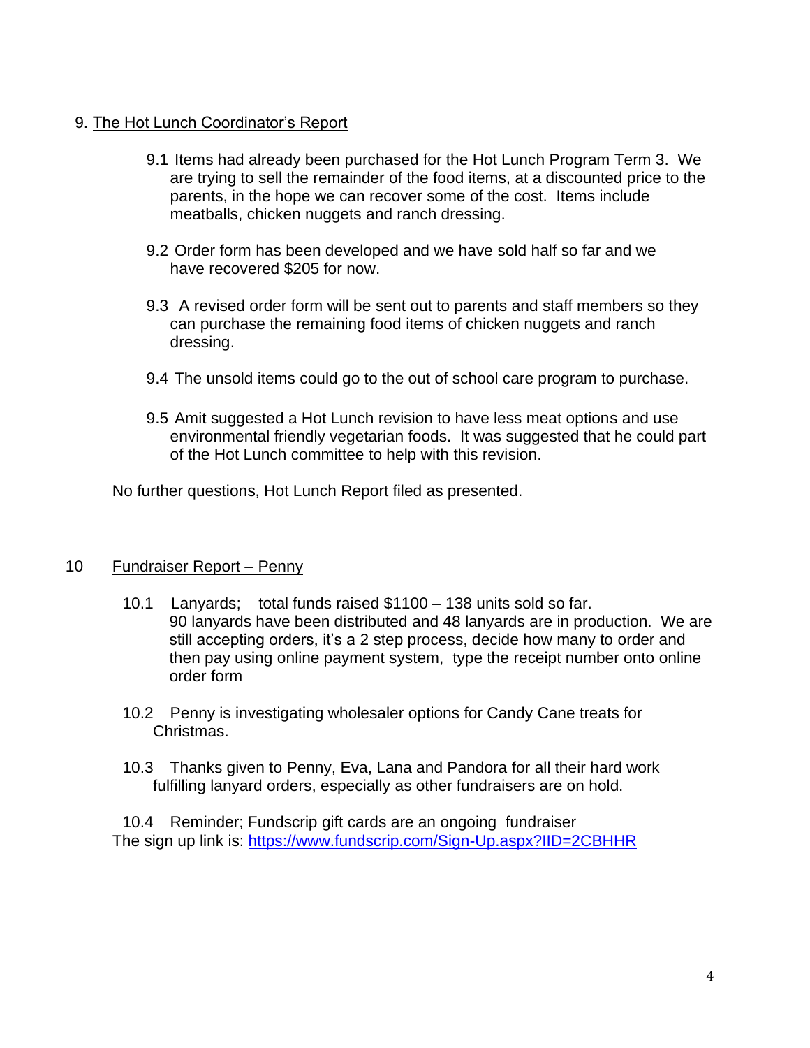## 9. The Hot Lunch Coordinator's Report

9.1 Items had already been purchased for the Hot Lunch Program Term 3. We are trying to sell the remainder of the food items, at a discounted price to the parents, in the hope we can recover some of the cost. Items include meatballs, chicken nuggets and ranch dressing.

9.2 Order form has been developed and we have sold half so far and we have recovered $205 for now.

9.3 A revised order form will be sent out to parents and staff members so they can purchase the remaining food items of chicken nuggets and ranch dressing.

9.4 The unsold items could go to the out of school care program to purchase.

9.5 Amit suggested a Hot Lunch revision to have less meat options and use environmental friendly vegetarian foods. It was suggested that he could part of the Hot Lunch committee to help with this revision.

No further questions, Hot Lunch Report filed as presented.

## 10 Fundraiser Report – Penny

10.1 Lanyards; total funds raised $1100 – 138 units sold so far. 90 lanyards have been distributed and 48 lanyards are in production. We are still accepting orders, it's a 2 step process, decide how many to order and then pay using online payment system, type the receipt number onto online order form

10.2 Penny is investigating wholesaler options for Candy Cane treats for Christmas.

10.3 Thanks given to Penny, Eva, Lana and Pandora for all their hard work fulfilling lanyard orders, especially as other fundraisers are on hold.

10.4 Reminder; Fundscrip gift cards are an ongoing fundraiser
The sign up link is: https://www.fundscrip.com/Sign-Up.aspx?IID=2CBHHR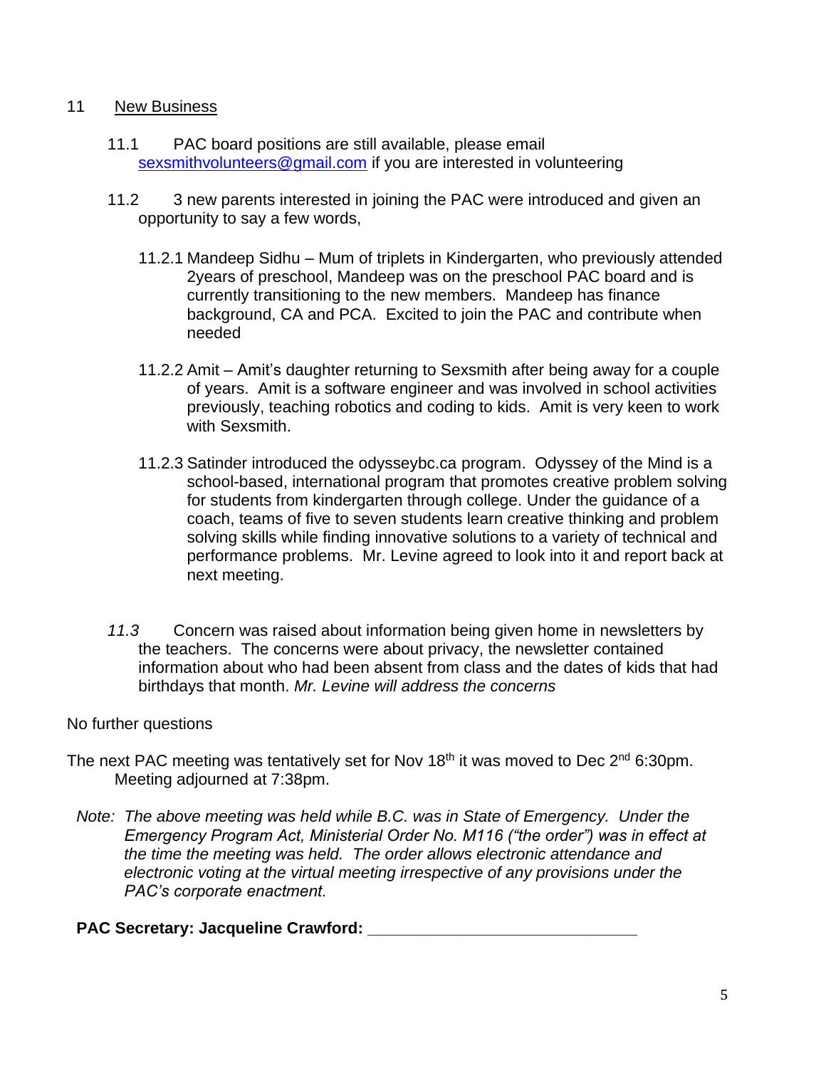11 New Business

11.1 PAC board positions are still available, please email sexsmithvolunteers@gmail.com if you are interested in volunteering

11.2 3 new parents interested in joining the PAC were introduced and given an opportunity to say a few words,

11.2.1 Mandeep Sidhu – Mum of triplets in Kindergarten, who previously attended 2years of preschool, Mandeep was on the preschool PAC board and is currently transitioning to the new members. Mandeep has finance background, CA and PCA. Excited to join the PAC and contribute when needed

11.2.2 Amit – Amit's daughter returning to Sexsmith after being away for a couple of years. Amit is a software engineer and was involved in school activities previously, teaching robotics and coding to kids. Amit is very keen to work with Sexsmith.

11.2.3 Satinder introduced the odysseybc.ca program. Odyssey of the Mind is a school-based, international program that promotes creative problem solving for students from kindergarten through college. Under the guidance of a coach, teams of five to seven students learn creative thinking and problem solving skills while finding innovative solutions to a variety of technical and performance problems. Mr. Levine agreed to look into it and report back at next meeting.

*11.3* Concern was raised about information being given home in newsletters by the teachers. The concerns were about privacy, the newsletter contained information about who had been absent from class and the dates of kids that had birthdays that month. *Mr. Levine will address the concerns*

No further questions

The next PAC meeting was tentatively set for Nov 18th it was moved to Dec 2nd 6:30pm. Meeting adjourned at 7:38pm.

*Note: The above meeting was held while B.C. was in State of Emergency. Under the Emergency Program Act, Ministerial Order No. M116 ("the order") was in effect at the time the meeting was held. The order allows electronic attendance and electronic voting at the virtual meeting irrespective of any provisions under the PAC's corporate enactment.*

**PAC Secretary: Jacqueline Crawford: ______________________________**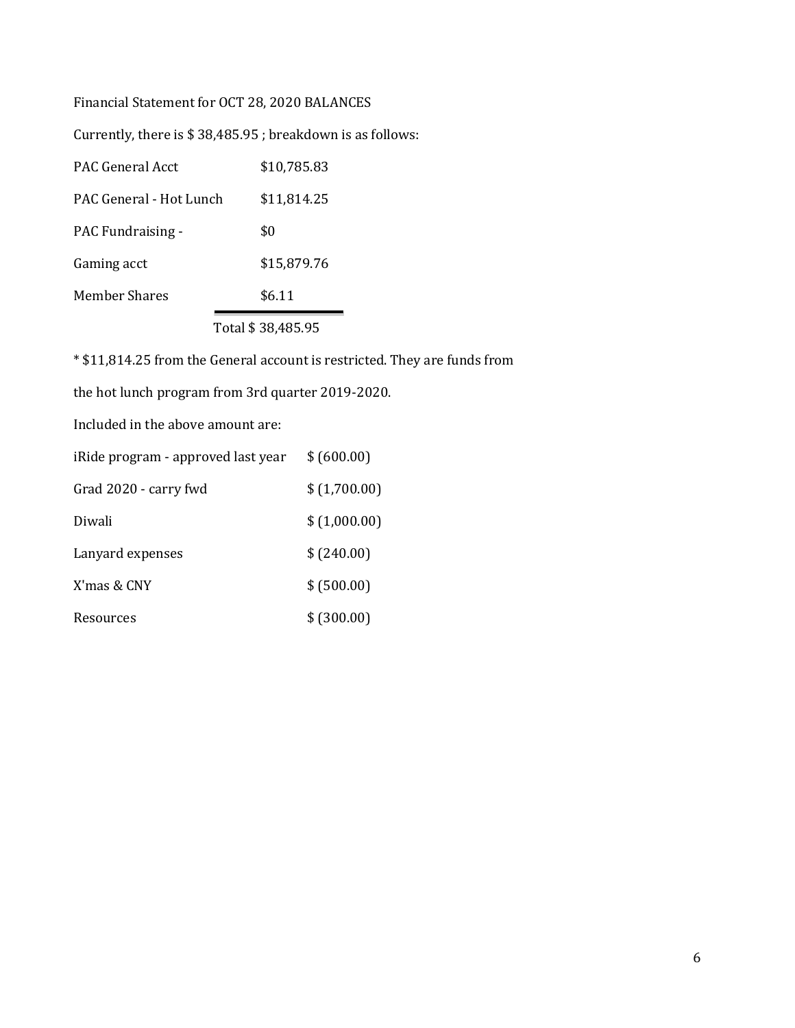Financial Statement for OCT 28, 2020 BALANCES

Currently, there is $ 38,485.95 ; breakdown is as follows:

| | |
|---|---|
| PAC General Acct | $10,785.83 |
| PAC General - Hot Lunch | $11,814.25 |
| PAC Fundraising - | $0 |
| Gaming acct | $15,879.76 |
| Member Shares | $6.11 |
| | Total $ 38,485.95 |

* $11,814.25 from the General account is restricted. They are funds from the hot lunch program from 3rd quarter 2019-2020.

Included in the above amount are:

| | |
|---|---|
| iRide program - approved last year | $ (600.00) |
| Grad 2020 - carry fwd | $ (1,700.00) |
| Diwali | $ (1,000.00) |
| Lanyard expenses | $ (240.00) |
| X'mas & CNY | $ (500.00) |
| Resources | $ (300.00) |